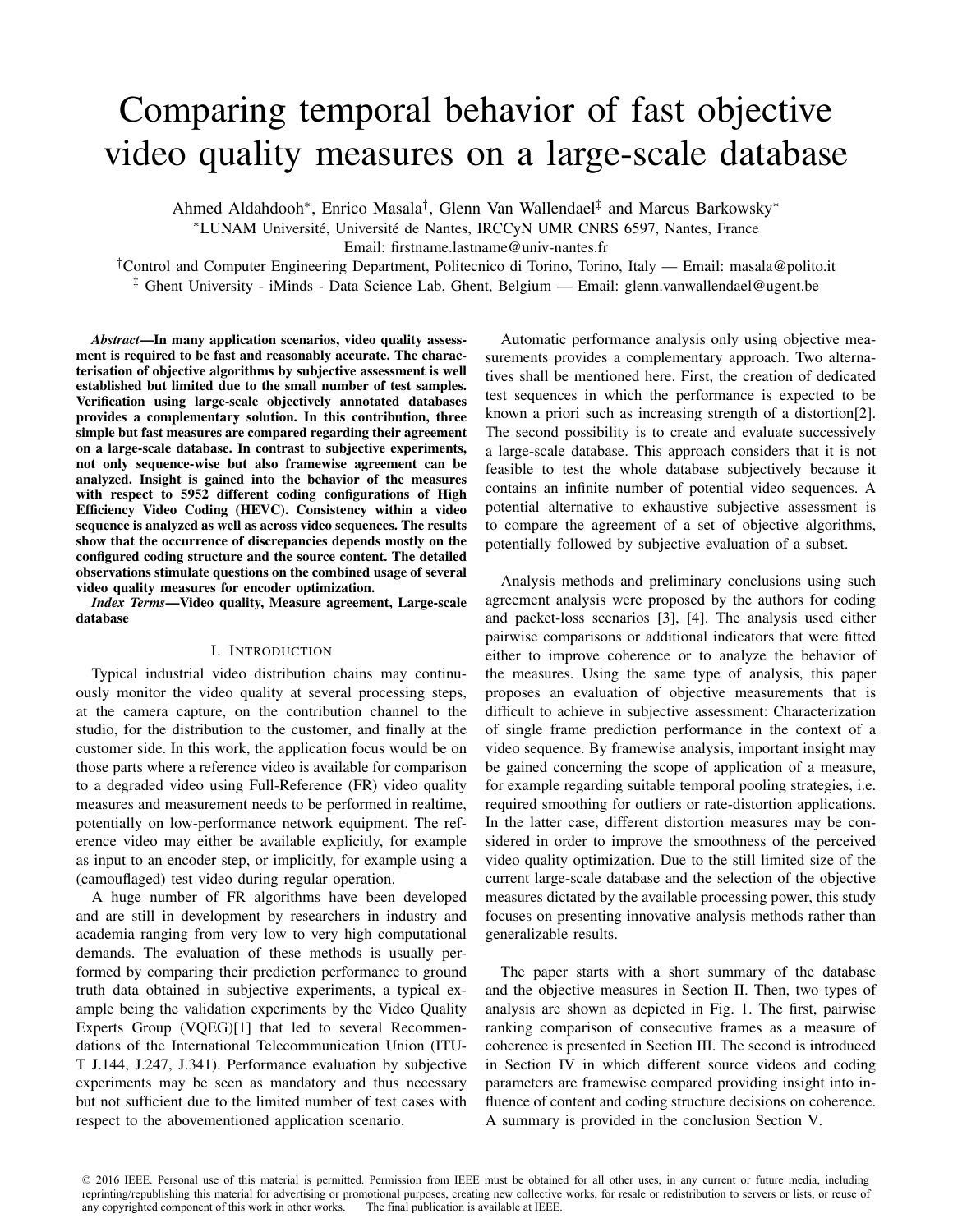# Comparing temporal behavior of fast objective video quality measures on a large-scale database

Ahmed Aldahdooh*, Enrico Masala†, Glenn Van Wallendael‡ and Marcus Barkowsky*

*LUNAM Université, Université de Nantes, IRCCyN UMR CNRS 6597, Nantes, France

Email: firstname.lastname@univ-nantes.fr

†Control and Computer Engineering Department, Politecnico di Torino, Torino, Italy — Email: masala@polito.it

‡ Ghent University - iMinds - Data Science Lab, Ghent, Belgium — Email: glenn.vanwallendael@ugent.be

***Abstract*—In many application scenarios, video quality assessment is required to be fast and reasonably accurate. The characterisation of objective algorithms by subjective assessment is well established but limited due to the small number of test samples. Verification using large-scale objectively annotated databases provides a complementary solution. In this contribution, three simple but fast measures are compared regarding their agreement on a large-scale database. In contrast to subjective experiments, not only sequence-wise but also framewise agreement can be analyzed. Insight is gained into the behavior of the measures with respect to 5952 different coding configurations of High Efficiency Video Coding (HEVC). Consistency within a video sequence is analyzed as well as across video sequences. The results show that the occurrence of discrepancies depends mostly on the configured coding structure and the source content. The detailed observations stimulate questions on the combined usage of several video quality measures for encoder optimization.**

***Index Terms*—Video quality, Measure agreement, Large-scale database**

## I. Introduction

Typical industrial video distribution chains may continuously monitor the video quality at several processing steps, at the camera capture, on the contribution channel to the studio, for the distribution to the customer, and finally at the customer side. In this work, the application focus would be on those parts where a reference video is available for comparison to a degraded video using Full-Reference (FR) video quality measures and measurement needs to be performed in realtime, potentially on low-performance network equipment. The reference video may either be available explicitly, for example as input to an encoder step, or implicitly, for example using a (camouflaged) test video during regular operation.

A huge number of FR algorithms have been developed and are still in development by researchers in industry and academia ranging from very low to very high computational demands. The evaluation of these methods is usually performed by comparing their prediction performance to ground truth data obtained in subjective experiments, a typical example being the validation experiments by the Video Quality Experts Group (VQEG)[1] that led to several Recommendations of the International Telecommunication Union (ITU-T J.144, J.247, J.341). Performance evaluation by subjective experiments may be seen as mandatory and thus necessary but not sufficient due to the limited number of test cases with respect to the abovementioned application scenario.

Automatic performance analysis only using objective measurements provides a complementary approach. Two alternatives shall be mentioned here. First, the creation of dedicated test sequences in which the performance is expected to be known a priori such as increasing strength of a distortion[2]. The second possibility is to create and evaluate successively a large-scale database. This approach considers that it is not feasible to test the whole database subjectively because it contains an infinite number of potential video sequences. A potential alternative to exhaustive subjective assessment is to compare the agreement of a set of objective algorithms, potentially followed by subjective evaluation of a subset.

Analysis methods and preliminary conclusions using such agreement analysis were proposed by the authors for coding and packet-loss scenarios [3], [4]. The analysis used either pairwise comparisons or additional indicators that were fitted either to improve coherence or to analyze the behavior of the measures. Using the same type of analysis, this paper proposes an evaluation of objective measurements that is difficult to achieve in subjective assessment: Characterization of single frame prediction performance in the context of a video sequence. By framewise analysis, important insight may be gained concerning the scope of application of a measure, for example regarding suitable temporal pooling strategies, i.e. required smoothing for outliers or rate-distortion applications. In the latter case, different distortion measures may be considered in order to improve the smoothness of the perceived video quality optimization. Due to the still limited size of the current large-scale database and the selection of the objective measures dictated by the available processing power, this study focuses on presenting innovative analysis methods rather than generalizable results.

The paper starts with a short summary of the database and the objective measures in Section II. Then, two types of analysis are shown as depicted in Fig. 1. The first, pairwise ranking comparison of consecutive frames as a measure of coherence is presented in Section III. The second is introduced in Section IV in which different source videos and coding parameters are framewise compared providing insight into influence of content and coding structure decisions on coherence. A summary is provided in the conclusion Section V.

© 2016 IEEE. Personal use of this material is permitted. Permission from IEEE must be obtained for all other uses, in any current or future media, including reprinting/republishing this material for advertising or promotional purposes, creating new collective works, for resale or redistribution to servers or lists, or reuse of any copyrighted component of this work in other works. The final publication is available at IEEE.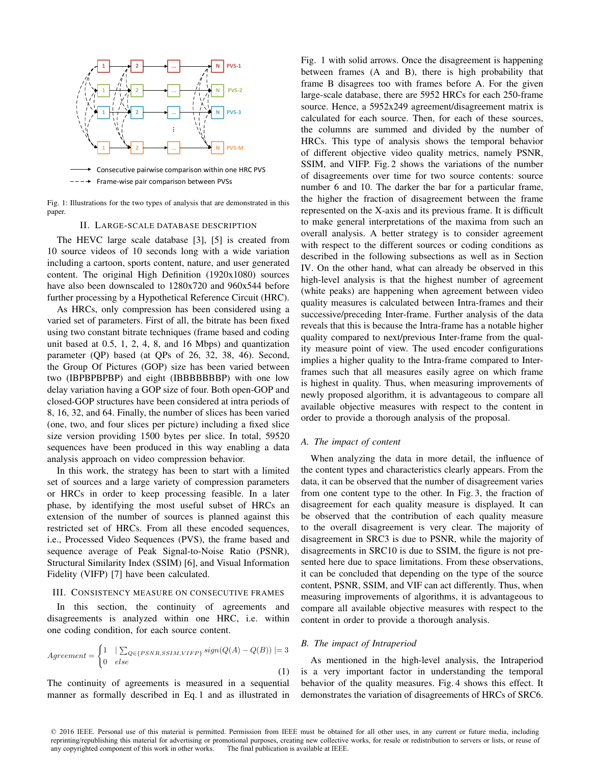Fig. 1: Illustrations for the two types of analysis that are demonstrated in this paper.

## II. Large-scale Database Description

The HEVC large scale database [3], [5] is created from 10 source videos of 10 seconds long with a wide variation including a cartoon, sports content, nature, and user generated content. The original High Definition (1920x1080) sources have also been downscaled to 1280x720 and 960x544 before further processing by a Hypothetical Reference Circuit (HRC).

As HRCs, only compression has been considered using a varied set of parameters. First of all, the bitrate has been fixed using two constant bitrate techniques (frame based and coding unit based at 0.5, 1, 2, 4, 8, and 16 Mbps) and quantization parameter (QP) based (at QPs of 26, 32, 38, 46). Second, the Group Of Pictures (GOP) size has been varied between two (IBPBPBPBP) and eight (IBBBBBBBP) with one low delay variation having a GOP size of four. Both open-GOP and closed-GOP structures have been considered at intra periods of 8, 16, 32, and 64. Finally, the number of slices has been varied (one, two, and four slices per picture) including a fixed slice size version providing 1500 bytes per slice. In total, 59520 sequences have been produced in this way enabling a data analysis approach on video compression behavior.

In this work, the strategy has been to start with a limited set of sources and a large variety of compression parameters or HRCs in order to keep processing feasible. In a later phase, by identifying the most useful subset of HRCs an extension of the number of sources is planned against this restricted set of HRCs. From all these encoded sequences, i.e., Processed Video Sequences (PVS), the frame based and sequence average of Peak Signal-to-Noise Ratio (PSNR), Structural Similarity Index (SSIM) [6], and Visual Information Fidelity (VIFP) [7] have been calculated.

## III. Consistency Measure on Consecutive Frames

In this section, the continuity of agreements and disagreements is analyzed within one HRC, i.e. within one coding condition, for each source content.

$$Agreement = \begin{cases} 1 & \mid \sum_{Q \in \{PSNR,SSIM,VIFP\}} sign(Q(A) - Q(B)) \mid = 3 \\ 0 & else \end{cases} \tag{1}$$

The continuity of agreements is measured in a sequential manner as formally described in Eq. 1 and as illustrated in Fig. 1 with solid arrows. Once the disagreement is happening between frames (A and B), there is high probability that frame B disagrees too with frames before A. For the given large-scale database, there are 5952 HRCs for each 250-frame source. Hence, a 5952x249 agreement/disagreement matrix is calculated for each source. Then, for each of these sources, the columns are summed and divided by the number of HRCs. This type of analysis shows the temporal behavior of different objective video quality metrics, namely PSNR, SSIM, and VIFP. Fig. 2 shows the variations of the number of disagreements over time for two source contents: source number 6 and 10. The darker the bar for a particular frame, the higher the fraction of disagreement between the frame represented on the X-axis and its previous frame. It is difficult to make general interpretations of the maxima from such an overall analysis. A better strategy is to consider agreement with respect to the different sources or coding conditions as described in the following subsections as well as in Section IV. On the other hand, what can already be observed in this high-level analysis is that the highest number of agreement (white peaks) are happening when agreement between video quality measures is calculated between Intra-frames and their successive/preceding Inter-frame. Further analysis of the data reveals that this is because the Intra-frame has a notable higher quality compared to next/previous Inter-frame from the quality measure point of view. The used encoder configurations implies a higher quality to the Intra-frame compared to Inter-frames such that all measures easily agree on which frame is highest in quality. Thus, when measuring improvements of newly proposed algorithm, it is advantageous to compare all available objective measures with respect to the content in order to provide a thorough analysis of the proposal.

### A. The impact of content

When analyzing the data in more detail, the influence of the content types and characteristics clearly appears. From the data, it can be observed that the number of disagreement varies from one content type to the other. In Fig. 3, the fraction of disagreement for each quality measure is displayed. It can be observed that the contribution of each quality measure to the overall disagreement is very clear. The majority of disagreement in SRC3 is due to PSNR, while the majority of disagreements in SRC10 is due to SSIM, the figure is not presented here due to space limitations. From these observations, it can be concluded that depending on the type of the source content, PSNR, SSIM, and VIF can act differently. Thus, when measuring improvements of algorithms, it is advantageous to compare all available objective measures with respect to the content in order to provide a thorough analysis.

### B. The impact of Intraperiod

As mentioned in the high-level analysis, the Intraperiod is a very important factor in understanding the temporal behavior of the quality measures. Fig. 4 shows this effect. It demonstrates the variation of disagreements of HRCs of SRC6.

© 2016 IEEE. Personal use of this material is permitted. Permission from IEEE must be obtained for all other uses, in any current or future media, including reprinting/republishing this material for advertising or promotional purposes, creating new collective works, for resale or redistribution to servers or lists, or reuse of any copyrighted component of this work in other works. The final publication is available at IEEE.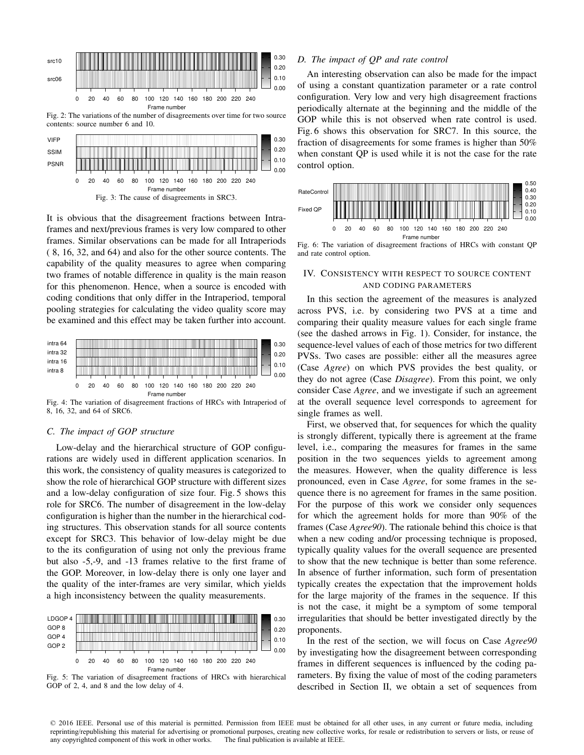Fig. 2: The variations of the number of disagreements over time for two source contents: source number 6 and 10.

Fig. 3: The cause of disagreements in SRC3.

It is obvious that the disagreement fractions between Intra-frames and next/previous frames is very low compared to other frames. Similar observations can be made for all Intraperiods ( 8, 16, 32, and 64) and also for the other source contents. The capability of the quality measures to agree when comparing two frames of notable difference in quality is the main reason for this phenomenon. Hence, when a source is encoded with coding conditions that only differ in the Intraperiod, temporal pooling strategies for calculating the video quality score may be examined and this effect may be taken further into account.

Fig. 4: The variation of disagreement fractions of HRCs with Intraperiod of 8, 16, 32, and 64 of SRC6.

### C. The impact of GOP structure

Low-delay and the hierarchical structure of GOP configurations are widely used in different application scenarios. In this work, the consistency of quality measures is categorized to show the role of hierarchical GOP structure with different sizes and a low-delay configuration of size four. Fig. 5 shows this role for SRC6. The number of disagreement in the low-delay configuration is higher than the number in the hierarchical coding structures. This observation stands for all source contents except for SRC3. This behavior of low-delay might be due to the its configuration of using not only the previous frame but also -5,-9, and -13 frames relative to the first frame of the GOP. Moreover, in low-delay there is only one layer and the quality of the inter-frames are very similar, which yields a high inconsistency between the quality measurements.

Fig. 5: The variation of disagreement fractions of HRCs with hierarchical GOP of 2, 4, and 8 and the low delay of 4.

### D. The impact of QP and rate control

An interesting observation can also be made for the impact of using a constant quantization parameter or a rate control configuration. Very low and very high disagreement fractions periodically alternate at the beginning and the middle of the GOP while this is not observed when rate control is used. Fig. 6 shows this observation for SRC7. In this source, the fraction of disagreements for some frames is higher than 50% when constant QP is used while it is not the case for the rate control option.

Fig. 6: The variation of disagreement fractions of HRCs with constant QP and rate control option.

## IV. Consistency with respect to source content and coding parameters

In this section the agreement of the measures is analyzed across PVS, i.e. by considering two PVS at a time and comparing their quality measure values for each single frame (see the dashed arrows in Fig. 1). Consider, for instance, the sequence-level values of each of those metrics for two different PVSs. Two cases are possible: either all the measures agree (Case *Agree*) on which PVS provides the best quality, or they do not agree (Case *Disagree*). From this point, we only consider Case *Agree*, and we investigate if such an agreement at the overall sequence level corresponds to agreement for single frames as well.

First, we observed that, for sequences for which the quality is strongly different, typically there is agreement at the frame level, i.e., comparing the measures for frames in the same position in the two sequences yields to agreement among the measures. However, when the quality difference is less pronounced, even in Case *Agree*, for some frames in the sequence there is no agreement for frames in the same position. For the purpose of this work we consider only sequences for which the agreement holds for more than 90% of the frames (Case *Agree90*). The rationale behind this choice is that when a new coding and/or processing technique is proposed, typically quality values for the overall sequence are presented to show that the new technique is better than some reference. In absence of further information, such form of presentation typically creates the expectation that the improvement holds for the large majority of the frames in the sequence. If this is not the case, it might be a symptom of some temporal irregularities that should be better investigated directly by the proponents.

In the rest of the section, we will focus on Case *Agree90* by investigating how the disagreement between corresponding frames in different sequences is influenced by the coding parameters. By fixing the value of most of the coding parameters described in Section II, we obtain a set of sequences from

© 2016 IEEE. Personal use of this material is permitted. Permission from IEEE must be obtained for all other uses, in any current or future media, including reprinting/republishing this material for advertising or promotional purposes, creating new collective works, for resale or redistribution to servers or lists, or reuse of any copyrighted component of this work in other works. The final publication is available at IEEE.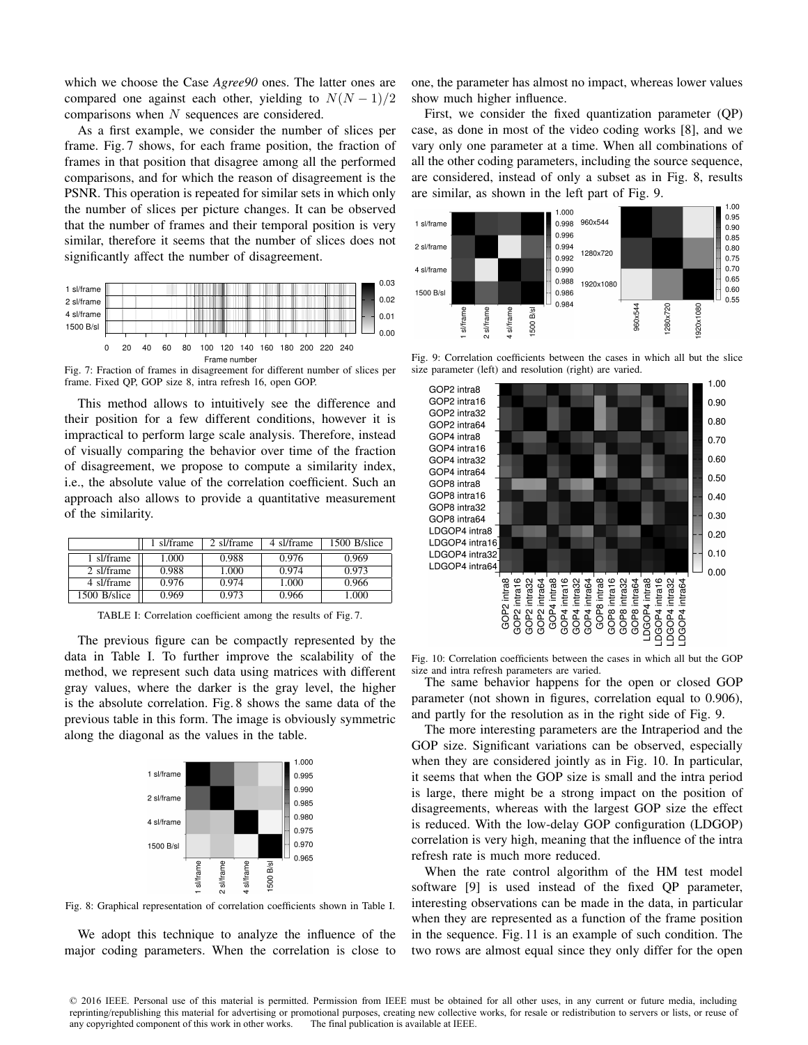which we choose the Case *Agree90* ones. The latter ones are compared one against each other, yielding to $N(N-1)/2$ comparisons when $N$ sequences are considered.

As a first example, we consider the number of slices per frame. Fig. 7 shows, for each frame position, the fraction of frames in that position that disagree among all the performed comparisons, and for which the reason of disagreement is the PSNR. This operation is repeated for similar sets in which only the number of slices per picture changes. It can be observed that the number of frames and their temporal position is very similar, therefore it seems that the number of slices does not significantly affect the number of disagreement.

Fig. 7: Fraction of frames in disagreement for different number of slices per frame. Fixed QP, GOP size 8, intra refresh 16, open GOP.

This method allows to intuitively see the difference and their position for a few different conditions, however it is impractical to perform large scale analysis. Therefore, instead of visually comparing the behavior over time of the fraction of disagreement, we propose to compute a similarity index, i.e., the absolute value of the correlation coefficient. Such an approach also allows to provide a quantitative measurement of the similarity.

| | 1 sl/frame | 2 sl/frame | 4 sl/frame | 1500 B/slice |
|---|---|---|---|---|
| 1 sl/frame | 1.000 | 0.988 | 0.976 | 0.969 |
| 2 sl/frame | 0.988 | 1.000 | 0.974 | 0.973 |
| 4 sl/frame | 0.976 | 0.974 | 1.000 | 0.966 |
| 1500 B/slice | 0.969 | 0.973 | 0.966 | 1.000 |

TABLE I: Correlation coefficient among the results of Fig. 7.

The previous figure can be compactly represented by the data in Table I. To further improve the scalability of the method, we represent such data using matrices with different gray values, where the darker is the gray level, the higher is the absolute correlation. Fig. 8 shows the same data of the previous table in this form. The image is obviously symmetric along the diagonal as the values in the table.

Fig. 8: Graphical representation of correlation coefficients shown in Table I.

We adopt this technique to analyze the influence of the major coding parameters. When the correlation is close to one, the parameter has almost no impact, whereas lower values show much higher influence.

First, we consider the fixed quantization parameter (QP) case, as done in most of the video coding works [8], and we vary only one parameter at a time. When all combinations of all the other coding parameters, including the source sequence, are considered, instead of only a subset as in Fig. 8, results are similar, as shown in the left part of Fig. 9.

Fig. 9: Correlation coefficients between the cases in which all but the slice size parameter (left) and resolution (right) are varied.

Fig. 10: Correlation coefficients between the cases in which all but the GOP size and intra refresh parameters are varied.

The same behavior happens for the open or closed GOP parameter (not shown in figures, correlation equal to 0.906), and partly for the resolution as in the right side of Fig. 9.

The more interesting parameters are the Intraperiod and the GOP size. Significant variations can be observed, especially when they are considered jointly as in Fig. 10. In particular, it seems that when the GOP size is small and the intra period is large, there might be a strong impact on the position of disagreements, whereas with the largest GOP size the effect is reduced. With the low-delay GOP configuration (LDGOP) correlation is very high, meaning that the influence of the intra refresh rate is much more reduced.

When the rate control algorithm of the HM test model software [9] is used instead of the fixed QP parameter, interesting observations can be made in the data, in particular when they are represented as a function of the frame position in the sequence. Fig. 11 is an example of such condition. The two rows are almost equal since they only differ for the open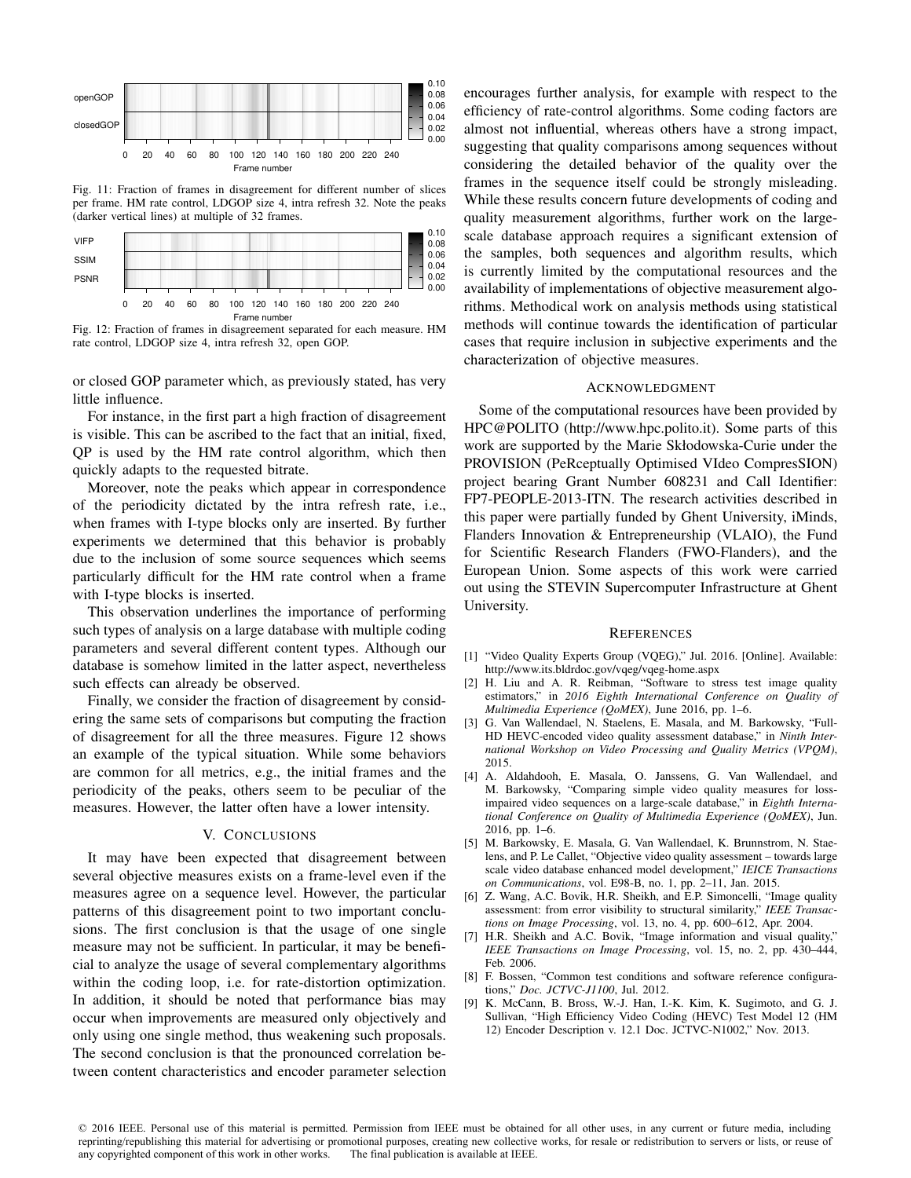openGOP

closedGOP

0.10
0.08
0.06
0.04
0.02
0.00

0 20 40 60 80 100 120 140 160 180 200 220 240

Frame number

Fig. 11: Fraction of frames in disagreement for different number of slices per frame. HM rate control, LDGOP size 4, intra refresh 32. Note the peaks (darker vertical lines) at multiple of 32 frames.

VIFP

SSIM

PSNR

0.10
0.08
0.06
0.04
0.02
0.00

0 20 40 60 80 100 120 140 160 180 200 220 240

Frame number

Fig. 12: Fraction of frames in disagreement separated for each measure. HM rate control, LDGOP size 4, intra refresh 32, open GOP.

or closed GOP parameter which, as previously stated, has very little influence.

For instance, in the first part a high fraction of disagreement is visible. This can be ascribed to the fact that an initial, fixed, QP is used by the HM rate control algorithm, which then quickly adapts to the requested bitrate.

Moreover, note the peaks which appear in correspondence of the periodicity dictated by the intra refresh rate, i.e., when frames with I-type blocks only are inserted. By further experiments we determined that this behavior is probably due to the inclusion of some source sequences which seems particularly difficult for the HM rate control when a frame with I-type blocks is inserted.

This observation underlines the importance of performing such types of analysis on a large database with multiple coding parameters and several different content types. Although our database is somehow limited in the latter aspect, nevertheless such effects can already be observed.

Finally, we consider the fraction of disagreement by considering the same sets of comparisons but computing the fraction of disagreement for all the three measures. Figure 12 shows an example of the typical situation. While some behaviors are common for all metrics, e.g., the initial frames and the periodicity of the peaks, others seem to be peculiar of the measures. However, the latter often have a lower intensity.

## V. Conclusions

It may have been expected that disagreement between several objective measures exists on a frame-level even if the measures agree on a sequence level. However, the particular patterns of this disagreement point to two important conclusions. The first conclusion is that the usage of one single measure may not be sufficient. In particular, it may be beneficial to analyze the usage of several complementary algorithms within the coding loop, i.e. for rate-distortion optimization. In addition, it should be noted that performance bias may occur when improvements are measured only objectively and only using one single method, thus weakening such proposals. The second conclusion is that the pronounced correlation between content characteristics and encoder parameter selection encourages further analysis, for example with respect to the efficiency of rate-control algorithms. Some coding factors are almost not influential, whereas others have a strong impact, suggesting that quality comparisons among sequences without considering the detailed behavior of the quality over the frames in the sequence itself could be strongly misleading. While these results concern future developments of coding and quality measurement algorithms, further work on the large-scale database approach requires a significant extension of the samples, both sequences and algorithm results, which is currently limited by the computational resources and the availability of implementations of objective measurement algorithms. Methodical work on analysis methods using statistical methods will continue towards the identification of particular cases that require inclusion in subjective experiments and the characterization of objective measures.

## Acknowledgment

Some of the computational resources have been provided by HPC@POLITO (http://www.hpc.polito.it). Some parts of this work are supported by the Marie Skłodowska-Curie under the PROVISION (PeRceptually Optimised VIdeo CompresSION) project bearing Grant Number 608231 and Call Identifier: FP7-PEOPLE-2013-ITN. The research activities described in this paper were partially funded by Ghent University, iMinds, Flanders Innovation & Entrepreneurship (VLAIO), the Fund for Scientific Research Flanders (FWO-Flanders), and the European Union. Some aspects of this work were carried out using the STEVIN Supercomputer Infrastructure at Ghent University.

## References

[1] "Video Quality Experts Group (VQEG)," Jul. 2016. [Online]. Available: http://www.its.bldrdoc.gov/vqeg/vqeg-home.aspx

[2] H. Liu and A. R. Reibman, "Software to stress test image quality estimators," in *2016 Eighth International Conference on Quality of Multimedia Experience (QoMEX)*, June 2016, pp. 1–6.

[3] G. Van Wallendael, N. Staelens, E. Masala, and M. Barkowsky, "Full-HD HEVC-encoded video quality assessment database," in *Ninth International Workshop on Video Processing and Quality Metrics (VPQM)*, 2015.

[4] A. Aldahdooh, E. Masala, O. Janssens, G. Van Wallendael, and M. Barkowsky, "Comparing simple video quality measures for loss-impaired video sequences on a large-scale database," in *Eighth International Conference on Quality of Multimedia Experience (QoMEX)*, Jun. 2016, pp. 1–6.

[5] M. Barkowsky, E. Masala, G. Van Wallendael, K. Brunnstrom, N. Staelens, and P. Le Callet, "Objective video quality assessment – towards large scale video database enhanced model development," *IEICE Transactions on Communications*, vol. E98-B, no. 1, pp. 2–11, Jan. 2015.

[6] Z. Wang, A.C. Bovik, H.R. Sheikh, and E.P. Simoncelli, "Image quality assessment: from error visibility to structural similarity," *IEEE Transactions on Image Processing*, vol. 13, no. 4, pp. 600–612, Apr. 2004.

[7] H.R. Sheikh and A.C. Bovik, "Image information and visual quality," *IEEE Transactions on Image Processing*, vol. 15, no. 2, pp. 430–444, Feb. 2006.

[8] F. Bossen, "Common test conditions and software reference configurations," *Doc. JCTVC-J1100*, Jul. 2012.

[9] K. McCann, B. Bross, W.-J. Han, I.-K. Kim, K. Sugimoto, and G. J. Sullivan, "High Efficiency Video Coding (HEVC) Test Model 12 (HM 12) Encoder Description v. 12.1 Doc. JCTVC-N1002," Nov. 2013.

© 2016 IEEE. Personal use of this material is permitted. Permission from IEEE must be obtained for all other uses, in any current or future media, including reprinting/republishing this material for advertising or promotional purposes, creating new collective works, for resale or redistribution to servers or lists, or reuse of any copyrighted component of this work in other works. The final publication is available at IEEE.